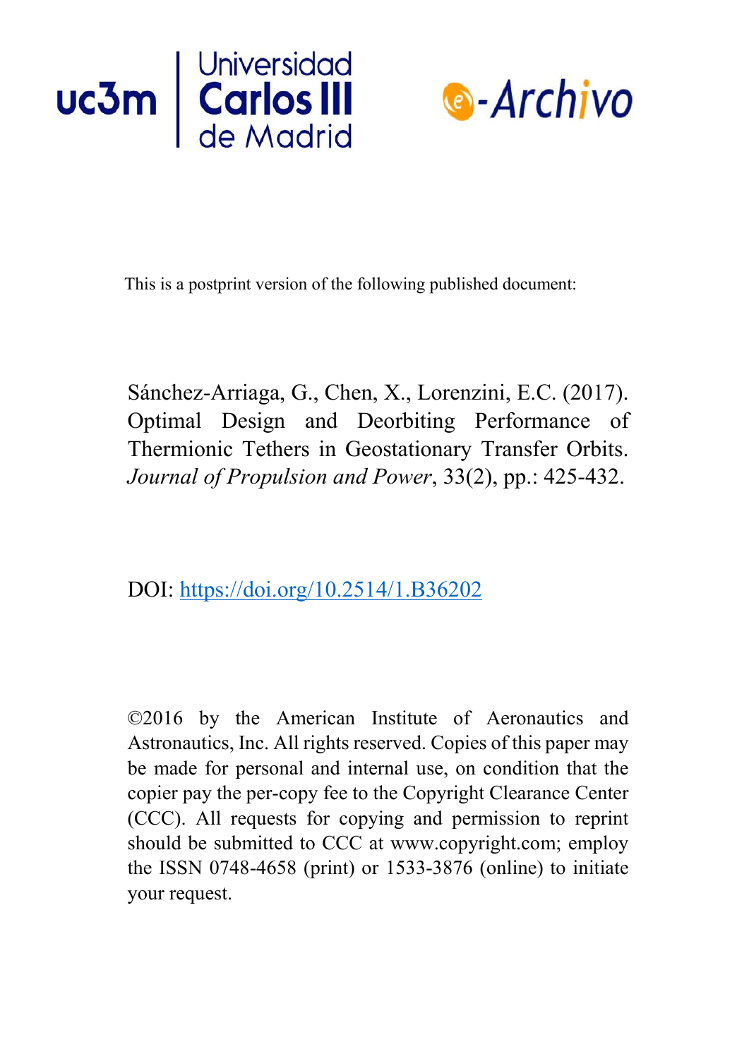This is a postprint version of the following published document:

Sánchez-Arriaga, G., Chen, X., Lorenzini, E.C. (2017). Optimal Design and Deorbiting Performance of Thermionic Tethers in Geostationary Transfer Orbits. *Journal of Propulsion and Power*, 33(2), pp.: 425-432.

DOI: https://doi.org/10.2514/1.B36202

©2016 by the American Institute of Aeronautics and Astronautics, Inc. All rights reserved. Copies of this paper may be made for personal and internal use, on condition that the copier pay the per-copy fee to the Copyright Clearance Center (CCC). All requests for copying and permission to reprint should be submitted to CCC at www.copyright.com; employ the ISSN 0748-4658 (print) or 1533-3876 (online) to initiate your request.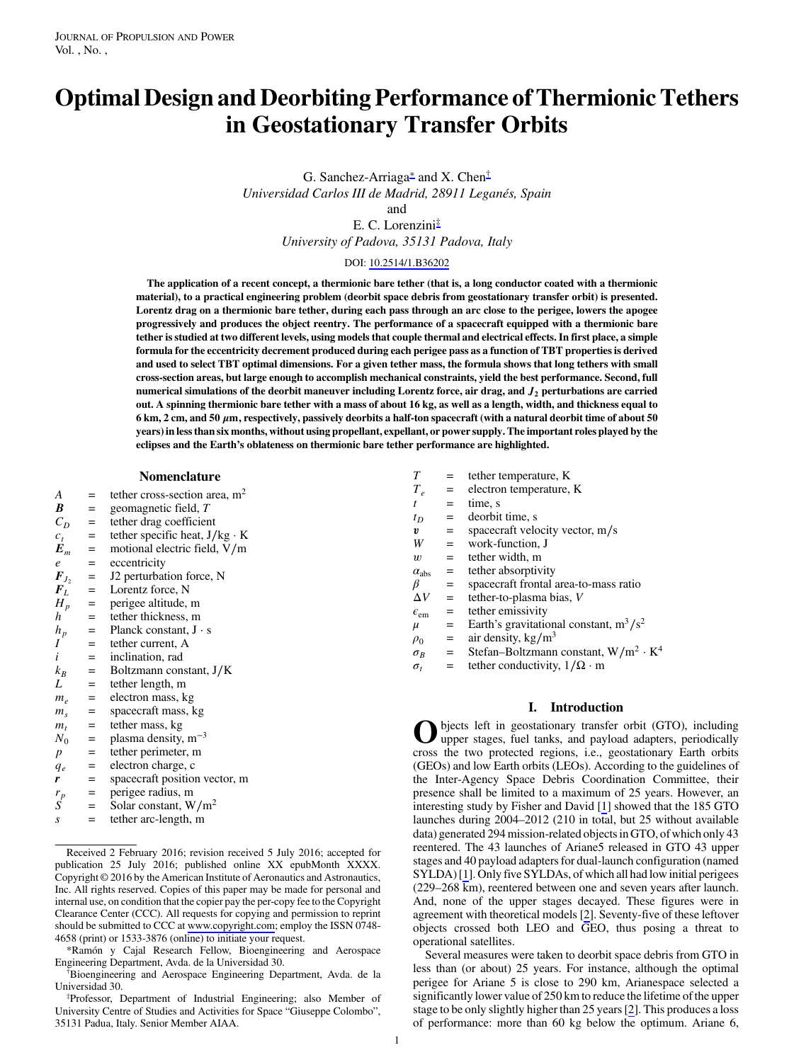# Optimal Design and Deorbiting Performance of Thermionic Tethers in Geostationary Transfer Orbits

G. Sanchez-Arriaga* and X. Chen†
*Universidad Carlos III de Madrid, 28911 Leganés, Spain*
and
E. C. Lorenzini‡
*University of Padova, 35131 Padova, Italy*

DOI: 10.2514/1.B36202

**The application of a recent concept, a thermionic bare tether (that is, a long conductor coated with a thermionic material), to a practical engineering problem (deorbit space debris from geostationary transfer orbit) is presented. Lorentz drag on a thermionic bare tether, during each pass through an arc close to the perigee, lowers the apogee progressively and produces the object reentry. The performance of a spacecraft equipped with a thermionic bare tether is studied at two different levels, using models that couple thermal and electrical effects. In first place, a simple formula for the eccentricity decrement produced during each perigee pass as a function of TBT properties is derived and used to select TBT optimal dimensions. For a given tether mass, the formula shows that long tethers with small cross-section areas, but large enough to accomplish mechanical constraints, yield the best performance. Second, full numerical simulations of the deorbit maneuver including Lorentz force, air drag, and $J_2$ perturbations are carried out. A spinning thermionic bare tether with a mass of about 16 kg, as well as a length, width, and thickness equal to 6 km, 2 cm, and 50 $\mu$m, respectively, passively deorbits a half-ton spacecraft (with a natural deorbit time of about 50 years) in less than six months, without using propellant, expellant, or power supply. The important roles played by the eclipses and the Earth's oblateness on thermionic bare tether performance are highlighted.**

## Nomenclature

| | | |
|---|---|---|
| $A$ | = | tether cross-section area, m$^2$ |
| $\boldsymbol{B}$ | = | geomagnetic field, $T$ |
| $C_D$ | = | tether drag coefficient |
| $c_t$ | = | tether specific heat, J/kg · K |
| $\boldsymbol{E}_m$ | = | motional electric field, V/m |
| $e$ | = | eccentricity |
| $\boldsymbol{F}_{J_2}$ | = | J2 perturbation force, N |
| $\boldsymbol{F}_L$ | = | Lorentz force, N |
| $H_p$ | = | perigee altitude, m |
| $h$ | = | tether thickness, m |
| $h_p$ | = | Planck constant, J · s |
| $I$ | = | tether current, A |
| $i$ | = | inclination, rad |
| $k_B$ | = | Boltzmann constant, J/K |
| $L$ | = | tether length, m |
| $m_e$ | = | electron mass, kg |
| $m_s$ | = | spacecraft mass, kg |
| $m_t$ | = | tether mass, kg |
| $N_0$ | = | plasma density, m$^{-3}$ |
| $p$ | = | tether perimeter, m |
| $q_e$ | = | electron charge, c |
| $\boldsymbol{r}$ | = | spacecraft position vector, m |
| $r_p$ | = | perigee radius, m |
| $S$ | = | Solar constant, W/m$^2$ |
| $s$ | = | tether arc-length, m |
| $T$ | = | tether temperature, K |
| $T_e$ | = | electron temperature, K |
| $t$ | = | time, s |
| $t_D$ | = | deorbit time, s |
| $\boldsymbol{v}$ | = | spacecraft velocity vector, m/s |
| $W$ | = | work-function, J |
| $w$ | = | tether width, m |
| $\alpha_{\text{abs}}$ | = | tether absorptivity |
| $\beta$ | = | spacecraft frontal area-to-mass ratio |
| $\Delta V$ | = | tether-to-plasma bias, $V$ |
| $\epsilon_{\text{em}}$ | = | tether emissivity |
| $\mu$ | = | Earth's gravitational constant, m$^3$/s$^2$ |
| $\rho_0$ | = | air density, kg/m$^3$ |
| $\sigma_B$ | = | Stefan–Boltzmann constant, W/m$^2$ · K$^4$ |
| $\sigma_t$ | = | tether conductivity, 1/Ω · m |

## I. Introduction

Objects left in geostationary transfer orbit (GTO), including upper stages, fuel tanks, and payload adapters, periodically cross the two protected regions, i.e., geostationary Earth orbits (GEOs) and low Earth orbits (LEOs). According to the guidelines of the Inter-Agency Space Debris Coordination Committee, their presence shall be limited to a maximum of 25 years. However, an interesting study by Fisher and David [1] showed that the 185 GTO launches during 2004–2012 (210 in total, but 25 without available data) generated 294 mission-related objects in GTO, of which only 43 reentered. The 43 launches of Ariane5 released in GTO 43 upper stages and 40 payload adapters for dual-launch configuration (named SYLDA) [1]. Only five SYLDAs, of which all had low initial perigees (229–268 km), reentered between one and seven years after launch. And, none of the upper stages decayed. These figures were in agreement with theoretical models [2]. Seventy-five of these leftover objects crossed both LEO and GEO, thus posing a threat to operational satellites.

Several measures were taken to deorbit space debris from GTO in less than (or about) 25 years. For instance, although the optimal perigee for Ariane 5 is close to 290 km, Arianespace selected a significantly lower value of 250 km to reduce the lifetime of the upper stage to be only slightly higher than 25 years [2]. This produces a loss of performance: more than 60 kg below the optimum. Ariane 6,

---

Received 2 February 2016; revision received 5 July 2016; accepted for publication 25 July 2016; published online XX epubMonth XXXX. Copyright © 2016 by the American Institute of Aeronautics and Astronautics, Inc. All rights reserved. Copies of this paper may be made for personal and internal use, on condition that the copier pay the per-copy fee to the Copyright Clearance Center (CCC). All requests for copying and permission to reprint should be submitted to CCC at www.copyright.com; employ the ISSN 0748-4658 (print) or 1533-3876 (online) to initiate your request.

*Ramón y Cajal Research Fellow, Bioengineering and Aerospace Engineering Department, Avda. de la Universidad 30.

†Bioengineering and Aerospace Engineering Department, Avda. de la Universidad 30.

‡Professor, Department of Industrial Engineering; also Member of University Centre of Studies and Activities for Space "Giuseppe Colombo", 35131 Padua, Italy. Senior Member AIAA.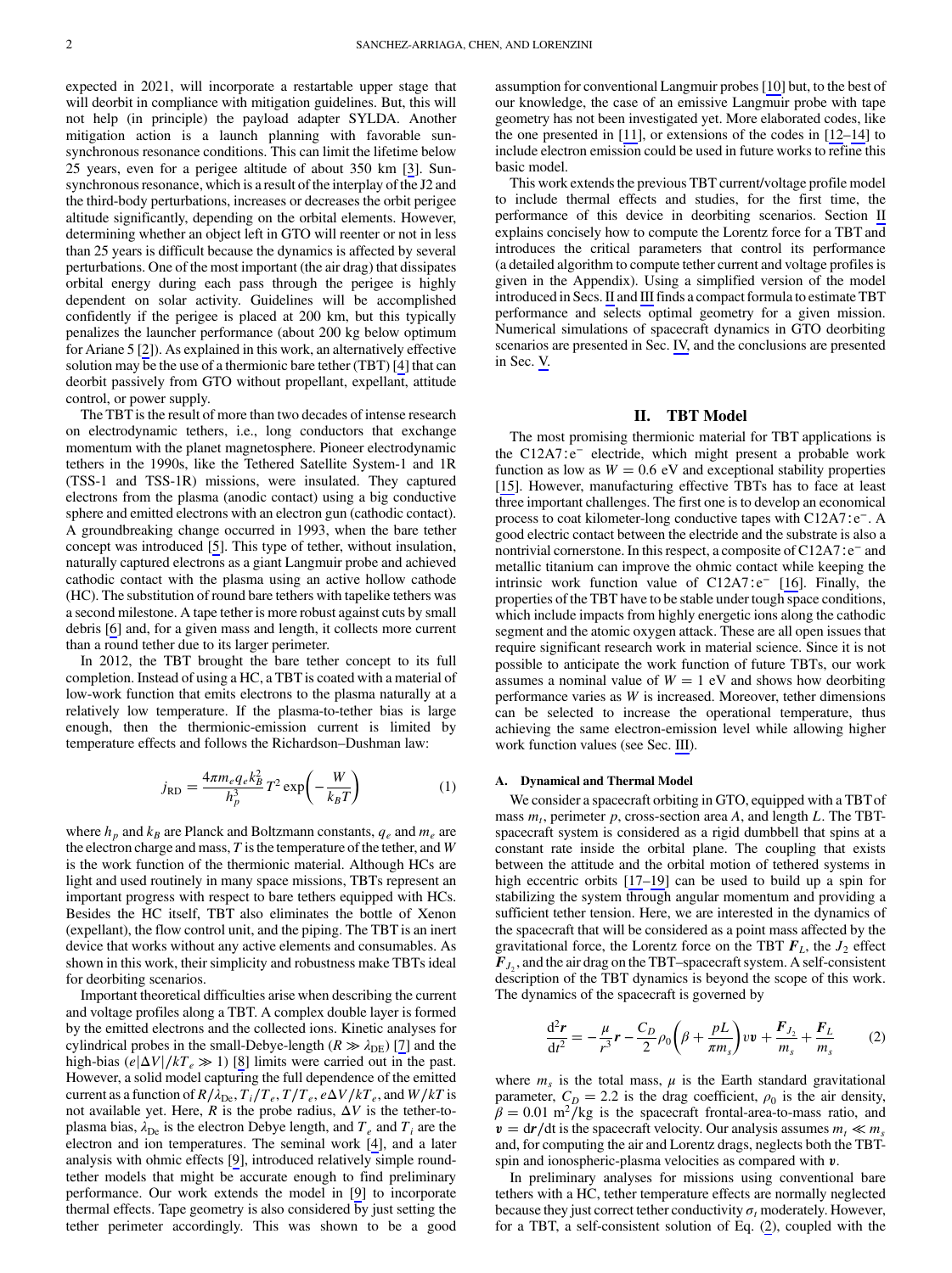expected in 2021, will incorporate a restartable upper stage that will deorbit in compliance with mitigation guidelines. But, this will not help (in principle) the payload adapter SYLDA. Another mitigation action is a launch planning with favorable sun-synchronous resonance conditions. This can limit the lifetime below 25 years, even for a perigee altitude of about 350 km [3]. Sun-synchronous resonance, which is a result of the interplay of the J2 and the third-body perturbations, increases or decreases the orbit perigee altitude significantly, depending on the orbital elements. However, determining whether an object left in GTO will reenter or not in less than 25 years is difficult because the dynamics is affected by several perturbations. One of the most important (the air drag) that dissipates orbital energy during each pass through the perigee is highly dependent on solar activity. Guidelines will be accomplished confidently if the perigee is placed at 200 km, but this typically penalizes the launcher performance (about 200 kg below optimum for Ariane 5 [2]). As explained in this work, an alternatively effective solution may be the use of a thermionic bare tether (TBT) [4] that can deorbit passively from GTO without propellant, expellant, attitude control, or power supply.

The TBT is the result of more than two decades of intense research on electrodynamic tethers, i.e., long conductors that exchange momentum with the planet magnetosphere. Pioneer electrodynamic tethers in the 1990s, like the Tethered Satellite System-1 and 1R (TSS-1 and TSS-1R) missions, were insulated. They captured electrons from the plasma (anodic contact) using a big conductive sphere and emitted electrons with an electron gun (cathodic contact). A groundbreaking change occurred in 1993, when the bare tether concept was introduced [5]. This type of tether, without insulation, naturally captured electrons as a giant Langmuir probe and achieved cathodic contact with the plasma using an active hollow cathode (HC). The substitution of round bare tethers with tapelike tethers was a second milestone. A tape tether is more robust against cuts by small debris [6] and, for a given mass and length, it collects more current than a round tether due to its larger perimeter.

In 2012, the TBT brought the bare tether concept to its full completion. Instead of using a HC, a TBT is coated with a material of low-work function that emits electrons to the plasma naturally at a relatively low temperature. If the plasma-to-tether bias is large enough, then the thermionic-emission current is limited by temperature effects and follows the Richardson–Dushman law:

$$j_{\mathrm{RD}} = \frac{4\pi m_e q_e k_B^2}{h_p^3} T^2 \exp\left(-\frac{W}{k_B T}\right) \tag{1}$$

where $h_p$ and $k_B$ are Planck and Boltzmann constants, $q_e$ and $m_e$ are the electron charge and mass, $T$ is the temperature of the tether, and $W$ is the work function of the thermionic material. Although HCs are light and used routinely in many space missions, TBTs represent an important progress with respect to bare tethers equipped with HCs. Besides the HC itself, TBT also eliminates the bottle of Xenon (expellant), the flow control unit, and the piping. The TBT is an inert device that works without any active elements and consumables. As shown in this work, their simplicity and robustness make TBTs ideal for deorbiting scenarios.

Important theoretical difficulties arise when describing the current and voltage profiles along a TBT. A complex double layer is formed by the emitted electrons and the collected ions. Kinetic analyses for cylindrical probes in the small-Debye-length ($R \gg \lambda_{\mathrm{De}}$) [7] and the high-bias ($e|\Delta V|/kT_e \gg 1$) [8] limits were carried out in the past. However, a solid model capturing the full dependence of the emitted current as a function of $R/\lambda_{\mathrm{De}}, T_i/T_e, T/T_e, e\Delta V/kT_e$, and $W/kT$ is not available yet. Here, $R$ is the probe radius, $\Delta V$ is the tether-to-plasma bias, $\lambda_{\mathrm{De}}$ is the electron Debye length, and $T_e$ and $T_i$ are the electron and ion temperatures. The seminal work [4], and a later analysis with ohmic effects [9], introduced relatively simple round-tether models that might be accurate enough to find preliminary performance. Our work extends the model in [9] to incorporate thermal effects. Tape geometry is also considered by just setting the tether perimeter accordingly. This was shown to be a good assumption for conventional Langmuir probes [10] but, to the best of our knowledge, the case of an emissive Langmuir probe with tape geometry has not been investigated yet. More elaborated codes, like the one presented in [11], or extensions of the codes in [12–14] to include electron emission could be used in future works to refine this basic model.

This work extends the previous TBT current/voltage profile model to include thermal effects and studies, for the first time, the performance of this device in deorbiting scenarios. Section II explains concisely how to compute the Lorentz force for a TBT and introduces the critical parameters that control its performance (a detailed algorithm to compute tether current and voltage profiles is given in the Appendix). Using a simplified version of the model introduced in Secs. II and III finds a compact formula to estimate TBT performance and selects optimal geometry for a given mission. Numerical simulations of spacecraft dynamics in GTO deorbiting scenarios are presented in Sec. IV, and the conclusions are presented in Sec. V.

## II. TBT Model

The most promising thermionic material for TBT applications is the C12A7:e$^-$ electride, which might present a probable work function as low as $W = 0.6$ eV and exceptional stability properties [15]. However, manufacturing effective TBTs has to face at least three important challenges. The first one is to develop an economical process to coat kilometer-long conductive tapes with C12A7:e$^-$. A good electric contact between the electride and the substrate is also a nontrivial cornerstone. In this respect, a composite of C12A7:e$^-$ and metallic titanium can improve the ohmic contact while keeping the intrinsic work function value of C12A7:e$^-$ [16]. Finally, the properties of the TBT have to be stable under tough space conditions, which include impacts from highly energetic ions along the cathodic segment and the atomic oxygen attack. These are all open issues that require significant research work in material science. Since it is not possible to anticipate the work function of future TBTs, our work assumes a nominal value of $W = 1$ eV and shows how deorbiting performance varies as $W$ is increased. Moreover, tether dimensions can be selected to increase the operational temperature, thus achieving the same electron-emission level while allowing higher work function values (see Sec. III).

### A. Dynamical and Thermal Model

We consider a spacecraft orbiting in GTO, equipped with a TBT of mass $m_t$, perimeter $p$, cross-section area $A$, and length $L$. The TBT-spacecraft system is considered as a rigid dumbbell that spins at a constant rate inside the orbital plane. The coupling that exists between the attitude and the orbital motion of tethered systems in high eccentric orbits [17–19] can be used to build up a spin for stabilizing the system through angular momentum and providing a sufficient tether tension. Here, we are interested in the dynamics of the spacecraft that will be considered as a point mass affected by the gravitational force, the Lorentz force on the TBT $\boldsymbol{F}_L$, the $J_2$ effect $\boldsymbol{F}_{J_2}$, and the air drag on the TBT–spacecraft system. A self-consistent description of the TBT dynamics is beyond the scope of this work. The dynamics of the spacecraft is governed by

$$\frac{\mathrm{d}^2\boldsymbol{r}}{\mathrm{d}t^2} = -\frac{\mu}{r^3}\boldsymbol{r} - \frac{C_D}{2}\rho_0\left(\beta + \frac{pL}{\pi m_s}\right)v\boldsymbol{v} + \frac{\boldsymbol{F}_{J_2}}{m_s} + \frac{\boldsymbol{F}_L}{m_s} \tag{2}$$

where $m_s$ is the total mass, $\mu$ is the Earth standard gravitational parameter, $C_D = 2.2$ is the drag coefficient, $\rho_0$ is the air density, $\beta = 0.01$ m$^2$/kg is the spacecraft frontal-area-to-mass ratio, and $\boldsymbol{v} = \mathrm{d}\boldsymbol{r}/\mathrm{d}t$ is the spacecraft velocity. Our analysis assumes $m_t \ll m_s$ and, for computing the air and Lorentz drags, neglects both the TBT-spin and ionospheric-plasma velocities as compared with $\boldsymbol{v}$.

In preliminary analyses for missions using conventional bare tethers with a HC, tether temperature effects are normally neglected because they just correct tether conductivity $\sigma_t$ moderately. However, for a TBT, a self-consistent solution of Eq. (2), coupled with the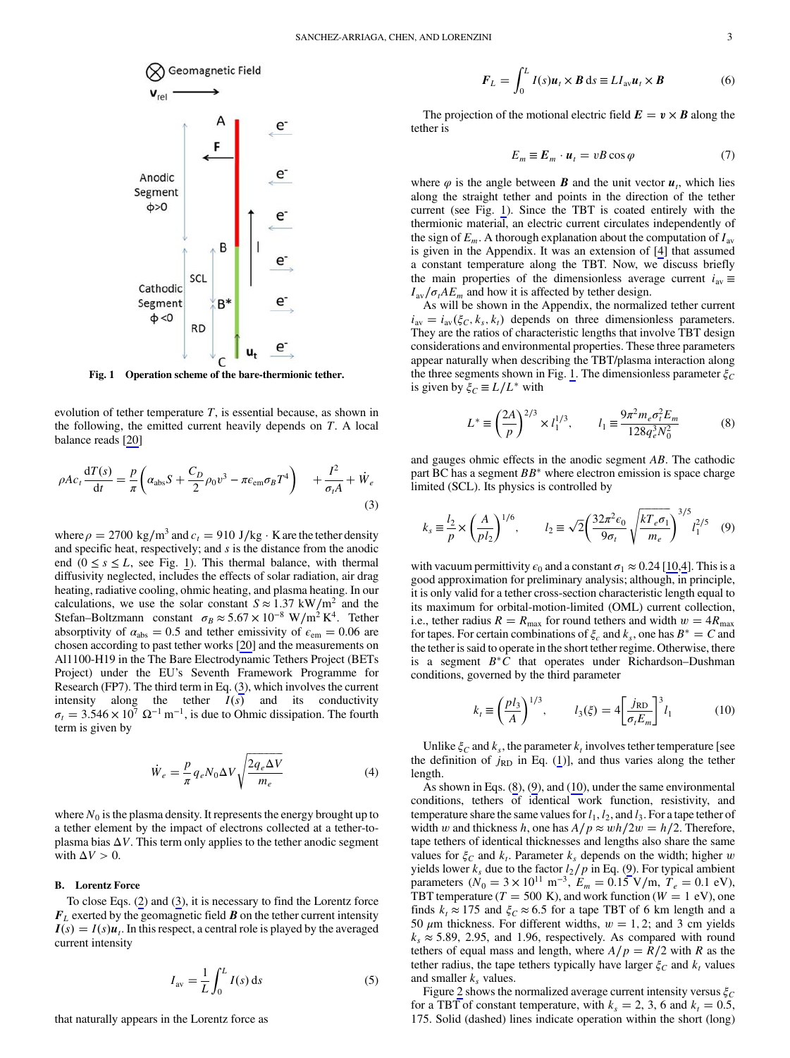Fig. 1 Operation scheme of the bare-thermionic tether.

evolution of tether temperature $T$, is essential because, as shown in the following, the emitted current heavily depends on $T$. A local balance reads [20]

$$\rho A c_t \frac{\mathrm{d}T(s)}{\mathrm{d}t} = \frac{p}{\pi}\left(\alpha_{\mathrm{abs}} S + \frac{C_D}{2}\rho_0 v^3 - \pi\epsilon_{\mathrm{em}}\sigma_B T^4\right) + \frac{I^2}{\sigma_t A} + \dot{W}_e \tag{3}$$

where $\rho = 2700\ \mathrm{kg/m^3}$ and $c_t = 910\ \mathrm{J/kg \cdot K}$ are the tether density and specific heat, respectively; and $s$ is the distance from the anodic end ($0 \le s \le L$, see Fig. 1). This thermal balance, with thermal diffusivity neglected, includes the effects of solar radiation, air drag heating, radiative cooling, ohmic heating, and plasma heating. In our calculations, we use the solar constant $S \approx 1.37\ \mathrm{kW/m^2}$ and the Stefan–Boltzmann constant $\sigma_B \approx 5.67 \times 10^{-8}\ \mathrm{W/m^2\,K^4}$. Tether absorptivity of $\alpha_{\mathrm{abs}} = 0.5$ and tether emissivity of $\epsilon_{\mathrm{em}} = 0.06$ are chosen according to past tether works [20] and the measurements on Al1100-H19 in the The Bare Electrodynamic Tethers Project (BETs Project) under the EU's Seventh Framework Programme for Research (FP7). The third term in Eq. (3), which involves the current intensity along the tether $I(s)$ and its conductivity $\sigma_t = 3.546 \times 10^7\ \Omega^{-1}\,\mathrm{m}^{-1}$, is due to Ohmic dissipation. The fourth term is given by

$$\dot{W}_e = \frac{p}{\pi} q_e N_0 \Delta V \sqrt{\frac{2 q_e \Delta V}{m_e}} \tag{4}$$

where $N_0$ is the plasma density. It represents the energy brought up to a tether element by the impact of electrons collected at a tether-to-plasma bias $\Delta V$. This term only applies to the tether anodic segment with $\Delta V > 0$.

### B. Lorentz Force

To close Eqs. (2) and (3), it is necessary to find the Lorentz force $\boldsymbol{F}_L$ exerted by the geomagnetic field $\boldsymbol{B}$ on the tether current intensity $\boldsymbol{I}(s) = I(s)\boldsymbol{u}_t$. In this respect, a central role is played by the averaged current intensity

$$I_{\mathrm{av}} = \frac{1}{L}\int_0^L I(s)\,\mathrm{d}s \tag{5}$$

that naturally appears in the Lorentz force as

$$\boldsymbol{F}_L = \int_0^L I(s)\boldsymbol{u}_t \times \boldsymbol{B}\,\mathrm{d}s \equiv L I_{\mathrm{av}} \boldsymbol{u}_t \times \boldsymbol{B} \tag{6}$$

The projection of the motional electric field $\boldsymbol{E} = \boldsymbol{v} \times \boldsymbol{B}$ along the tether is

$$E_m \equiv \boldsymbol{E}_m \cdot \boldsymbol{u}_t = vB\cos\varphi \tag{7}$$

where $\varphi$ is the angle between $\boldsymbol{B}$ and the unit vector $\boldsymbol{u}_t$, which lies along the straight tether and points in the direction of the tether current (see Fig. 1). Since the TBT is coated entirely with the thermionic material, an electric current circulates independently of the sign of $E_m$. A thorough explanation about the computation of $I_{\mathrm{av}}$ is given in the Appendix. It was an extension of [4] that assumed a constant temperature along the TBT. Now, we discuss briefly the main properties of the dimensionless average current $i_{\mathrm{av}} \equiv I_{\mathrm{av}}/\sigma_t A E_m$ and how it is affected by tether design.

As will be shown in the Appendix, the normalized tether current $i_{\mathrm{av}} = i_{\mathrm{av}}(\xi_C, k_s, k_t)$ depends on three dimensionless parameters. They are the ratios of characteristic lengths that involve TBT design considerations and environmental properties. These three parameters appear naturally when describing the TBT/plasma interaction along the three segments shown in Fig. 1. The dimensionless parameter $\xi_C$ is given by $\xi_C \equiv L/L^*$ with

$$L^* \equiv \left(\frac{2A}{p}\right)^{2/3} \times l_1^{1/3}, \qquad l_1 \equiv \frac{9\pi^2 m_e \sigma_t^2 E_m}{128 q_e^3 N_0^2} \tag{8}$$

and gauges ohmic effects in the anodic segment $AB$. The cathodic part BC has a segment $BB^*$ where electron emission is space charge limited (SCL). Its physics is controlled by

$$k_s \equiv \frac{l_2}{p} \times \left(\frac{A}{p l_2}\right)^{1/6}, \qquad l_2 \equiv \sqrt{2}\left(\frac{32\pi^2\epsilon_0}{9\sigma_1}\sqrt{\frac{kT_e\sigma_1}{m_e}}\right)^{3/5} l_1^{2/5} \tag{9}$$

with vacuum permittivity $\epsilon_0$ and a constant $\sigma_1 \approx 0.24$ [10,4]. This is a good approximation for preliminary analysis; although, in principle, it is only valid for a tether cross-section characteristic length equal to its maximum for orbital-motion-limited (OML) current collection, i.e., tether radius $R = R_{\max}$ for round tethers and width $w = 4R_{\max}$ for tapes. For certain combinations of $\xi_c$ and $k_s$, one has $B^* = C$ and the tether is said to operate in the short tether regime. Otherwise, there is a segment $B^*C$ that operates under Richardson–Dushman conditions, governed by the third parameter

$$k_t \equiv \left(\frac{p l_3}{A}\right)^{1/3}, \qquad l_3(\xi) = 4\left[\frac{j_{\mathrm{RD}}}{\sigma_t E_m}\right]^3 l_1 \tag{10}$$

Unlike $\xi_C$ and $k_s$, the parameter $k_t$ involves tether temperature [see the definition of $j_{\mathrm{RD}}$ in Eq. (1)], and thus varies along the tether length.

As shown in Eqs. (8), (9), and (10), under the same environmental conditions, tethers of identical work function, resistivity, and temperature share the same values for $l_1$, $l_2$, and $l_3$. For a tape tether of width $w$ and thickness $h$, one has $A/p \approx wh/2w = h/2$. Therefore, tape tethers of identical thicknesses and lengths also share the same values for $\xi_C$ and $k_t$. Parameter $k_s$ depends on the width; higher $w$ yields lower $k_s$ due to the factor $l_2/p$ in Eq. (9). For typical ambient parameters ($N_0 = 3 \times 10^{11}\ \mathrm{m^{-3}}$, $E_m = 0.15\ \mathrm{V/m}$, $T_e = 0.1\ \mathrm{eV}$), TBT temperature ($T = 500$ K), and work function ($W = 1$ eV), one finds $k_t \approx 175$ and $\xi_C \approx 6.5$ for a tape TBT of 6 km length and a 50 $\mu$m thickness. For different widths, $w = 1, 2$; and 3 cm yields $k_s \approx 5.89$, 2.95, and 1.96, respectively. As compared with round tethers of equal mass and length, where $A/p = R/2$ with $R$ as the tether radius, the tape tethers typically have larger $\xi_C$ and $k_t$ values and smaller $k_s$ values.

Figure 2 shows the normalized average current intensity versus $\xi_C$ for a TBT of constant temperature, with $k_s = 2$, 3, 6 and $k_t = 0.5$, 175. Solid (dashed) lines indicate operation within the short (long)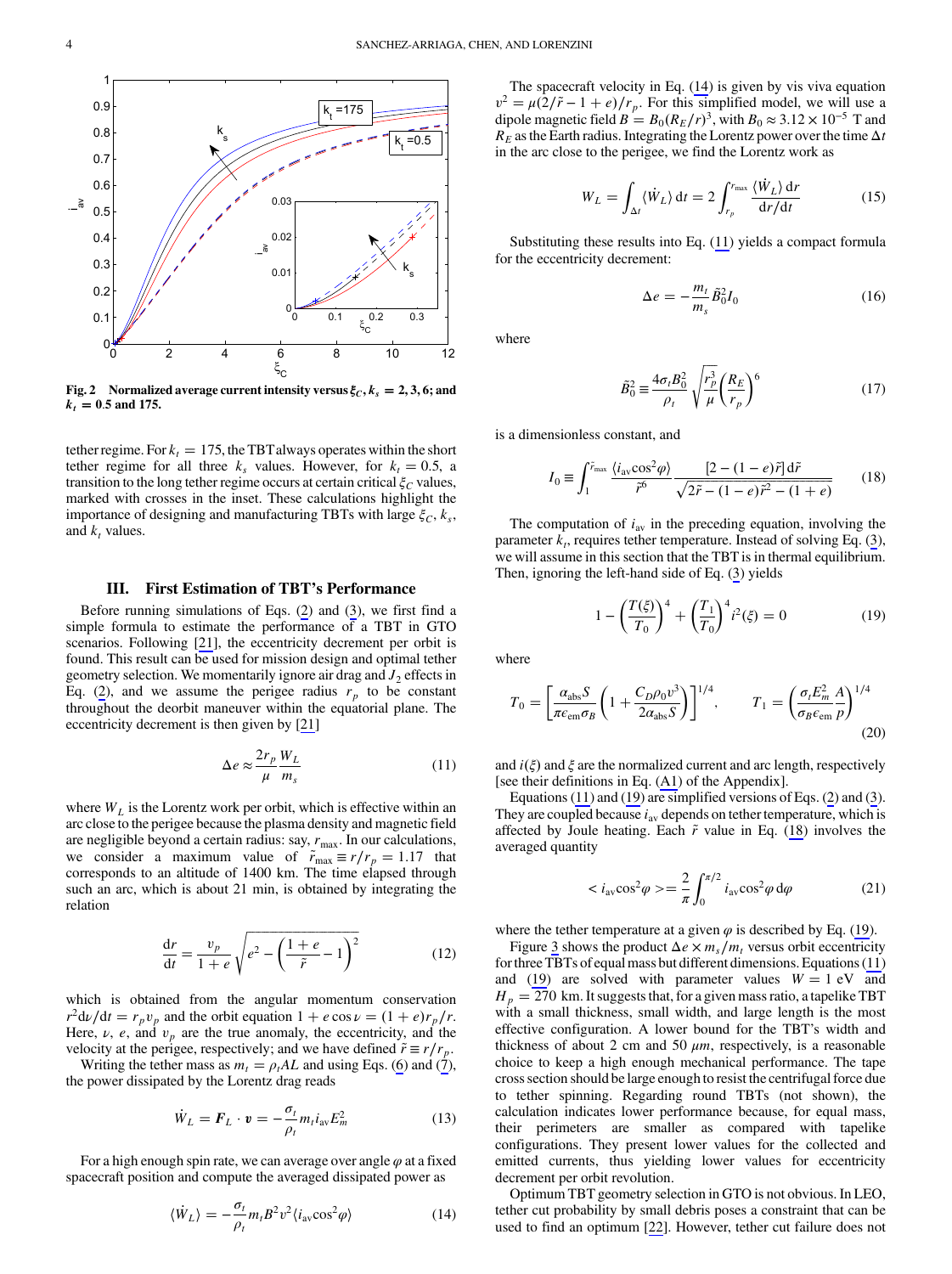**Fig. 2 Normalized average current intensity versus $\xi_C$, $k_s = 2, 3, 6$; and $k_t = 0.5$ and 175.**

tether regime. For $k_t = 175$, the TBT always operates within the short tether regime for all three $k_s$ values. However, for $k_t = 0.5$, a transition to the long tether regime occurs at certain critical $\xi_C$ values, marked with crosses in the inset. These calculations highlight the importance of designing and manufacturing TBTs with large $\xi_C$, $k_s$, and $k_t$ values.

## III. First Estimation of TBT's Performance

Before running simulations of Eqs. (2) and (3), we first find a simple formula to estimate the performance of a TBT in GTO scenarios. Following [21], the eccentricity decrement per orbit is found. This result can be used for mission design and optimal tether geometry selection. We momentarily ignore air drag and $J_2$ effects in Eq. (2), and we assume the perigee radius $r_p$ to be constant throughout the deorbit maneuver within the equatorial plane. The eccentricity decrement is then given by [21]

$$\Delta e \approx \frac{2 r_p}{\mu} \frac{W_L}{m_s} \tag{11}$$

where $W_L$ is the Lorentz work per orbit, which is effective within an arc close to the perigee because the plasma density and magnetic field are negligible beyond a certain radius: say, $r_{\max}$. In our calculations, we consider a maximum value of $\tilde{r}_{\max} \equiv r/r_p = 1.17$ that corresponds to an altitude of 1400 km. The time elapsed through such an arc, which is about 21 min, is obtained by integrating the relation

$$\frac{\mathrm{d}r}{\mathrm{d}t} = \frac{v_p}{1+e}\sqrt{e^2 - \left(\frac{1+e}{\tilde{r}} - 1\right)^2} \tag{12}$$

which is obtained from the angular momentum conservation $r^2 \mathrm{d}\nu/\mathrm{d}t = r_p v_p$ and the orbit equation $1 + e\cos\nu = (1+e) r_p/r$. Here, $\nu$, $e$, and $v_p$ are the true anomaly, the eccentricity, and the velocity at the perigee, respectively; and we have defined $\tilde{r} \equiv r/r_p$.

Writing the tether mass as $m_t = \rho_t A L$ and using Eqs. (6) and (7), the power dissipated by the Lorentz drag reads

$$\dot{W}_L = \boldsymbol{F}_L \cdot \boldsymbol{v} = -\frac{\sigma_t}{\rho_t} m_t i_{\mathrm{av}} E_m^2 \tag{13}$$

For a high enough spin rate, we can average over angle $\varphi$ at a fixed spacecraft position and compute the averaged dissipated power as

$$\langle \dot{W}_L \rangle = -\frac{\sigma_t}{\rho_t} m_t B^2 v^2 \langle i_{\mathrm{av}} \cos^2\varphi \rangle \tag{14}$$

The spacecraft velocity in Eq. (14) is given by vis viva equation $v^2 = \mu(2/\tilde{r} - 1 + e)/r_p$. For this simplified model, we will use a dipole magnetic field $B = B_0 (R_E/r)^3$, with $B_0 \approx 3.12 \times 10^{-5}$ T and $R_E$ as the Earth radius. Integrating the Lorentz power over the time $\Delta t$ in the arc close to the perigee, we find the Lorentz work as

$$W_L = \int_{\Delta t} \langle \dot{W}_L \rangle \,\mathrm{d}t = 2 \int_{r_p}^{r_{\max}} \frac{\langle \dot{W}_L \rangle \,\mathrm{d}r}{\mathrm{d}r/\mathrm{d}t} \tag{15}$$

Substituting these results into Eq. (11) yields a compact formula for the eccentricity decrement:

$$\Delta e = -\frac{m_t}{m_s} \tilde{B}_0^2 I_0 \tag{16}$$

where

$$\tilde{B}_0^2 \equiv \frac{4 \sigma_t B_0^2}{\rho_t} \sqrt{\frac{r_p^3}{\mu}} \left(\frac{R_E}{r_p}\right)^6 \tag{17}$$

is a dimensionless constant, and

$$I_0 \equiv \int_1^{\tilde{r}_{\max}} \frac{\langle i_{\mathrm{av}} \cos^2\varphi \rangle}{\tilde{r}^6} \frac{[2 - (1-e)\tilde{r}]\,\mathrm{d}\tilde{r}}{\sqrt{2\tilde{r} - (1-e)\tilde{r}^2 - (1+e)}} \tag{18}$$

The computation of $i_{\mathrm{av}}$ in the preceding equation, involving the parameter $k_t$, requires tether temperature. Instead of solving Eq. (3), we will assume in this section that the TBT is in thermal equilibrium. Then, ignoring the left-hand side of Eq. (3) yields

$$1 - \left(\frac{T(\xi)}{T_0}\right)^4 + \left(\frac{T_1}{T_0}\right)^4 i^2(\xi) = 0 \tag{19}$$

where

$$T_0 = \left[\frac{\alpha_{\mathrm{abs}} S}{\pi \epsilon_{\mathrm{em}} \sigma_B}\left(1 + \frac{C_D \rho_0 v^3}{2 \alpha_{\mathrm{abs}} S}\right)\right]^{1/4}, \qquad T_1 = \left(\frac{\sigma_t E_m^2}{\sigma_B \epsilon_{\mathrm{em}}} \frac{A}{p}\right)^{1/4} \tag{20}$$

and $i(\xi)$ and $\xi$ are the normalized current and arc length, respectively [see their definitions in Eq. (A1) of the Appendix].

Equations (11) and (19) are simplified versions of Eqs. (2) and (3). They are coupled because $i_{\mathrm{av}}$ depends on tether temperature, which is affected by Joule heating. Each $\tilde{r}$ value in Eq. (18) involves the averaged quantity

$$< i_{\mathrm{av}} \cos^2\varphi > = \frac{2}{\pi} \int_0^{\pi/2} i_{\mathrm{av}} \cos^2\varphi \,\mathrm{d}\varphi \tag{21}$$

where the tether temperature at a given $\varphi$ is described by Eq. (19).

Figure 3 shows the product $\Delta e \times m_s/m_t$ versus orbit eccentricity for three TBTs of equal mass but different dimensions. Equations (11) and (19) are solved with parameter values $W = 1$ eV and $H_p = 270$ km. It suggests that, for a given mass ratio, a tapelike TBT with a small thickness, small width, and large length is the most effective configuration. A lower bound for the TBT's width and thickness of about 2 cm and 50 $\mu m$, respectively, is a reasonable choice to keep a high enough mechanical performance. The tape cross section should be large enough to resist the centrifugal force due to tether spinning. Regarding round TBTs (not shown), the calculation indicates lower performance because, for equal mass, their perimeters are smaller as compared with tapelike configurations. They present lower values for the collected and emitted currents, thus yielding lower values for eccentricity decrement per orbit revolution.

Optimum TBT geometry selection in GTO is not obvious. In LEO, tether cut probability by small debris poses a constraint that can be used to find an optimum [22]. However, tether cut failure does not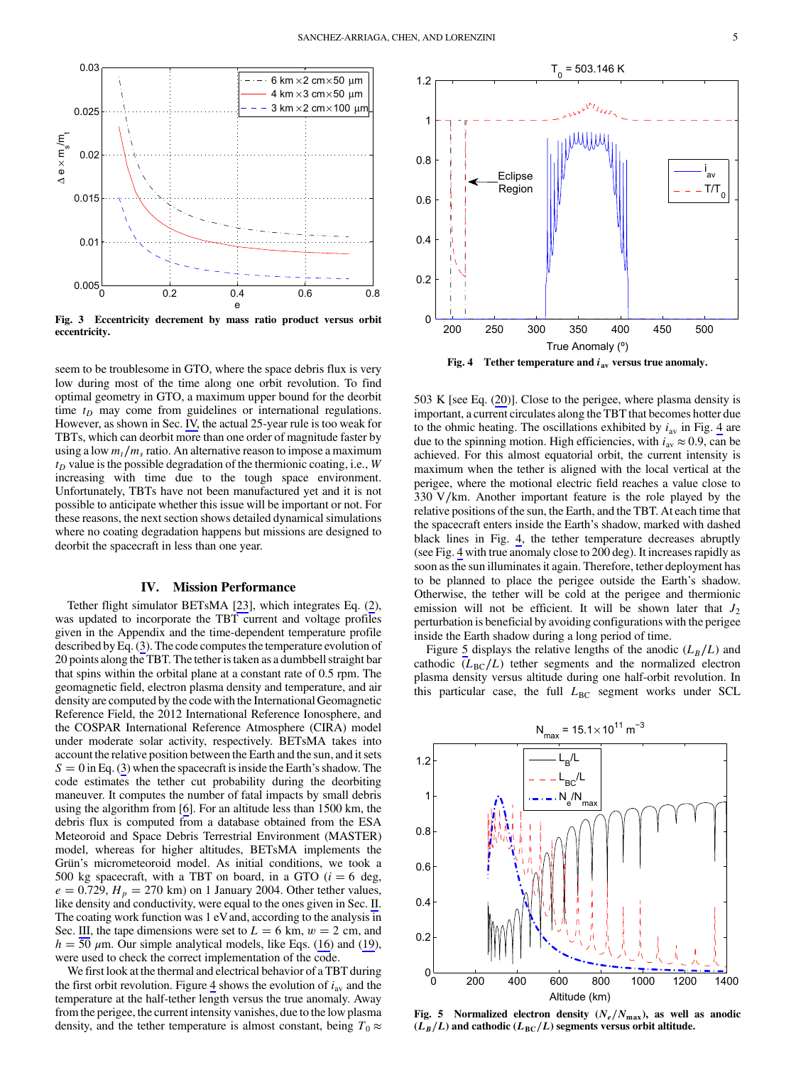Fig. 3 **Eccentricity decrement by mass ratio product versus orbit eccentricity.**

seem to be troublesome in GTO, where the space debris flux is very low during most of the time along one orbit revolution. To find optimal geometry in GTO, a maximum upper bound for the deorbit time $t_D$ may come from guidelines or international regulations. However, as shown in Sec. IV, the actual 25-year rule is too weak for TBTs, which can deorbit more than one order of magnitude faster by using a low $m_t/m_s$ ratio. An alternative reason to impose a maximum $t_D$ value is the possible degradation of the thermionic coating, i.e., $W$ increasing with time due to the tough space environment. Unfortunately, TBTs have not been manufactured yet and it is not possible to anticipate whether this issue will be important or not. For these reasons, the next section shows detailed dynamical simulations where no coating degradation happens but missions are designed to deorbit the spacecraft in less than one year.

## IV. Mission Performance

Tether flight simulator BETsMA [23], which integrates Eq. (2), was updated to incorporate the TBT current and voltage profiles given in the Appendix and the time-dependent temperature profile described by Eq. (3). The code computes the temperature evolution of 20 points along the TBT. The tether is taken as a dumbbell straight bar that spins within the orbital plane at a constant rate of 0.5 rpm. The geomagnetic field, electron plasma density and temperature, and air density are computed by the code with the International Geomagnetic Reference Field, the 2012 International Reference Ionosphere, and the COSPAR International Reference Atmosphere (CIRA) model under moderate solar activity, respectively. BETsMA takes into account the relative position between the Earth and the sun, and it sets $S = 0$ in Eq. (3) when the spacecraft is inside the Earth's shadow. The code estimates the tether cut probability during the deorbiting maneuver. It computes the number of fatal impacts by small debris using the algorithm from [6]. For an altitude less than 1500 km, the debris flux is computed from a database obtained from the ESA Meteoroid and Space Debris Terrestrial Environment (MASTER) model, whereas for higher altitudes, BETsMA implements the Grün's micrometeoroid model. As initial conditions, we took a 500 kg spacecraft, with a TBT on board, in a GTO ($i = 6$ deg, $e = 0.729$, $H_p = 270$ km) on 1 January 2004. Other tether values, like density and conductivity, were equal to the ones given in Sec. II. The coating work function was 1 eV and, according to the analysis in Sec. III, the tape dimensions were set to $L = 6$ km, $w = 2$ cm, and $h = 50$ $\mu$m. Our simple analytical models, like Eqs. (16) and (19), were used to check the correct implementation of the code.

We first look at the thermal and electrical behavior of a TBT during the first orbit revolution. Figure 4 shows the evolution of $i_{av}$ and the temperature at the half-tether length versus the true anomaly. Away from the perigee, the current intensity vanishes, due to the low plasma density, and the tether temperature is almost constant, being $T_0 \approx$ 503 K [see Eq. (20)]. Close to the perigee, where plasma density is important, a current circulates along the TBT that becomes hotter due to the ohmic heating. The oscillations exhibited by $i_{av}$ in Fig. 4 are due to the spinning motion. High efficiencies, with $i_{av} \approx 0.9$, can be achieved. For this almost equatorial orbit, the current intensity is maximum when the tether is aligned with the local vertical at the perigee, where the motional electric field reaches a value close to 330 V/km. Another important feature is the role played by the relative positions of the sun, the Earth, and the TBT. At each time that the spacecraft enters inside the Earth's shadow, marked with dashed black lines in Fig. 4, the tether temperature decreases abruptly (see Fig. 4 with true anomaly close to 200 deg). It increases rapidly as soon as the sun illuminates it again. Therefore, tether deployment has to be planned to place the perigee outside the Earth's shadow. Otherwise, the tether will be cold at the perigee and thermionic emission will not be efficient. It will be shown later that $J_2$ perturbation is beneficial by avoiding configurations with the perigee inside the Earth shadow during a long period of time.

Fig. 4 **Tether temperature and $i_{av}$ versus true anomaly.**

Figure 5 displays the relative lengths of the anodic ($L_B/L$) and cathodic ($L_{BC}/L$) tether segments and the normalized electron plasma density versus altitude during one half-orbit revolution. In this particular case, the full $L_{BC}$ segment works under SCL

Fig. 5 **Normalized electron density ($N_e/N_{max}$), as well as anodic ($L_B/L$) and cathodic ($L_{BC}/L$) segments versus orbit altitude.**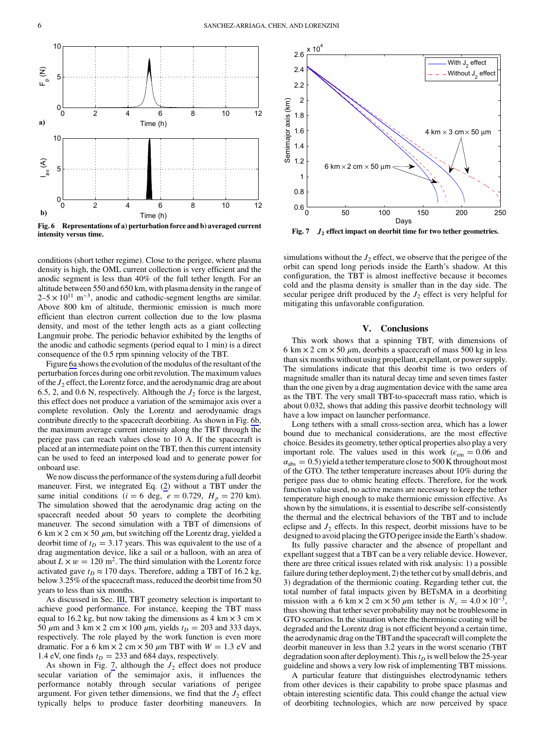Fig. 6 Representations of a) perturbation force and b) averaged current intensity versus time.

Fig. 7 $J_2$ effect impact on deorbit time for two tether geometries.

conditions (short tether regime). Close to the perigee, where plasma density is high, the OML current collection is very efficient and the anodic segment is less than 40% of the full tether length. For an altitude between 550 and 650 km, with plasma density in the range of $2–5 \times 10^{11}$ m$^{-3}$, anodic and cathodic-segment lengths are similar. Above 800 km of altitude, thermionic emission is much more efficient than electron current collection due to the low plasma density, and most of the tether length acts as a giant collecting Langmuir probe. The periodic behavior exhibited by the lengths of the anodic and cathodic segments (period equal to 1 min) is a direct consequence of the 0.5 rpm spinning velocity of the TBT.

Figure 6a shows the evolution of the modulus of the resultant of the perturbation forces during one orbit revolution. The maximum values of the $J_2$ effect, the Lorentz force, and the aerodynamic drag are about 6.5, 2, and 0.6 N, respectively. Although the $J_2$ force is the largest, this effect does not produce a variation of the semimajor axis over a complete revolution. Only the Lorentz and aerodynamic drags contribute directly to the spacecraft deorbiting. As shown in Fig. 6b, the maximum average current intensity along the TBT through the perigee pass can reach values close to 10 A. If the spacecraft is placed at an intermediate point on the TBT, then this current intensity can be used to feed an interposed load and to generate power for onboard use.

We now discuss the performance of the system during a full deorbit maneuver. First, we integrated Eq. (2) without a TBT under the same initial conditions ($i = 6$ deg, $e = 0.729$, $H_p = 270$ km). The simulation showed that the aerodynamic drag acting on the spacecraft needed about 50 years to complete the deorbiting maneuver. The second simulation with a TBT of dimensions of 6 km $\times$ 2 cm $\times$ 50 $\mu$m, but switching off the Lorentz drag, yielded a deorbit time of $t_D = 3.17$ years. This was equivalent to the use of a drag augmentation device, like a sail or a balloon, with an area of about $L \times w = 120$ m$^2$. The third simulation with the Lorentz force activated gave $t_D \approx 170$ days. Therefore, adding a TBT of 16.2 kg, below 3.25% of the spacecraft mass, reduced the deorbit time from 50 years to less than six months.

As discussed in Sec. III, TBT geometry selection is important to achieve good performance. For instance, keeping the TBT mass equal to 16.2 kg, but now taking the dimensions as 4 km $\times$ 3 cm $\times$ 50 $\mu$m and 3 km $\times$ 2 cm $\times$ 100 $\mu$m, yields $t_D = 203$ and 333 days, respectively. The role played by the work function is even more dramatic. For a 6 km $\times$ 2 cm $\times$ 50 $\mu$m TBT with $W = 1.3$ eV and 1.4 eV, one finds $t_D = 233$ and 684 days, respectively.

As shown in Fig. 7, although the $J_2$ effect does not produce secular variation of the semimajor axis, it influences the performance notably through secular variations of perigee argument. For given tether dimensions, we find that the $J_2$ effect typically helps to produce faster deorbiting maneuvers. In simulations without the $J_2$ effect, we observe that the perigee of the orbit can spend long periods inside the Earth's shadow. At this configuration, the TBT is almost ineffective because it becomes cold and the plasma density is smaller than in the day side. The secular perigee drift produced by the $J_2$ effect is very helpful for mitigating this unfavorable configuration.

## V. Conclusions

This work shows that a spinning TBT, with dimensions of 6 km $\times$ 2 cm $\times$ 50 $\mu$m, deorbits a spacecraft of mass 500 kg in less than six months without using propellant, expellant, or power supply. The simulations indicate that this deorbit time is two orders of magnitude smaller than its natural decay time and seven times faster than the one given by a drag augmentation device with the same area as the TBT. The very small TBT-to-spacecraft mass ratio, which is about 0.032, shows that adding this passive deorbit technology will have a low impact on launcher performance.

Long tethers with a small cross-section area, which has a lower bound due to mechanical considerations, are the most effective choice. Besides its geometry, tether optical properties also play a very important role. The values used in this work ($\epsilon_{em} = 0.06$ and $\alpha_{abs} = 0.5$) yield a tether temperature close to 500 K throughout most of the GTO. The tether temperature increases about 10% during the perigee pass due to ohmic heating effects. Therefore, for the work function value used, no active means are necessary to keep the tether temperature high enough to make thermionic emission effective. As shown by the simulations, it is essential to describe self-consistently the thermal and the electrical behaviors of the TBT and to include eclipse and $J_2$ effects. In this respect, deorbit missions have to be designed to avoid placing the GTO perigee inside the Earth's shadow.

Its fully passive character and the absence of propellant and expellant suggest that a TBT can be a very reliable device. However, there are three critical issues related with risk analysis: 1) a possible failure during tether deployment, 2) the tether cut by small debris, and 3) degradation of the thermionic coating. Regarding tether cut, the total number of fatal impacts given by BETsMA in a deorbiting mission with a 6 km $\times$ 2 cm $\times$ 50 $\mu$m tether is $N_c = 4.0 \times 10^{-3}$, thus showing that tether sever probability may not be troublesome in GTO scenarios. In the situation where the thermionic coating will be degraded and the Lorentz drag is not efficient beyond a certain time, the aerodynamic drag on the TBT and the spacecraft will complete the deorbit maneuver in less than 3.2 years in the worst scenario (TBT degradation soon after deployment). This $t_D$ is well below the 25-year guideline and shows a very low risk of implementing TBT missions.

A particular feature that distinguishes electrodynamic tethers from other devices is their capability to probe space plasmas and obtain interesting scientific data. This could change the actual view of deorbiting technologies, which are now perceived by space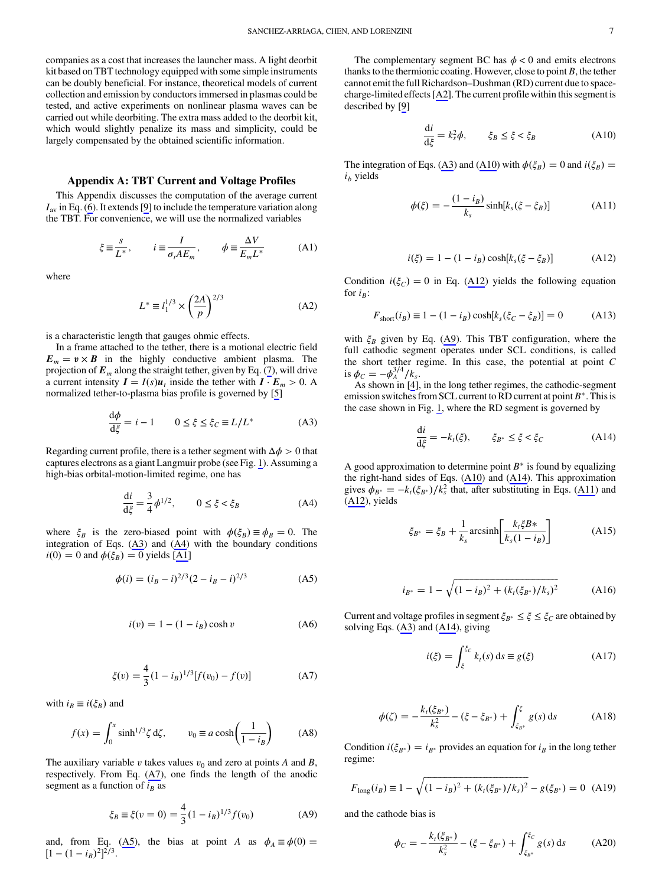companies as a cost that increases the launcher mass. A light deorbit kit based on TBT technology equipped with some simple instruments can be doubly beneficial. For instance, theoretical models of current collection and emission by conductors immersed in plasmas could be tested, and active experiments on nonlinear plasma waves can be carried out while deorbiting. The extra mass added to the deorbit kit, which would slightly penalize its mass and simplicity, could be largely compensated by the obtained scientific information.

## Appendix A: TBT Current and Voltage Profiles

This Appendix discusses the computation of the average current $I_{\mathrm{av}}$ in Eq. (6). It extends [9] to include the temperature variation along the TBT. For convenience, we will use the normalized variables

$$\xi \equiv \frac{s}{L^*}, \qquad i \equiv \frac{I}{\sigma_t A E_m}, \qquad \phi \equiv \frac{\Delta V}{E_m L^*} \tag{A1}$$

where

$$L^* \equiv l_1^{1/3} \times \left(\frac{2A}{p}\right)^{2/3} \tag{A2}$$

is a characteristic length that gauges ohmic effects.

In a frame attached to the tether, there is a motional electric field $\boldsymbol{E}_m = \boldsymbol{v} \times \boldsymbol{B}$ in the highly conductive ambient plasma. The projection of $\boldsymbol{E}_m$ along the straight tether, given by Eq. (7), will drive a current intensity $\boldsymbol{I} = I(s)\boldsymbol{u}_t$ inside the tether with $\boldsymbol{I} \cdot \boldsymbol{E}_m > 0$. A normalized tether-to-plasma bias profile is governed by [5]

$$\frac{\mathrm{d}\phi}{\mathrm{d}\xi} = i - 1 \qquad 0 \le \xi \le \xi_C \equiv L/L^* \tag{A3}$$

Regarding current profile, there is a tether segment with $\Delta\phi > 0$ that captures electrons as a giant Langmuir probe (see Fig. 1). Assuming a high-bias orbital-motion-limited regime, one has

$$\frac{\mathrm{d}i}{\mathrm{d}\xi} = \frac{3}{4}\phi^{1/2}, \qquad 0 \le \xi < \xi_B \tag{A4}$$

where $\xi_B$ is the zero-biased point with $\phi(\xi_B) \equiv \phi_B = 0$. The integration of Eqs. (A3) and (A4) with the boundary conditions $i(0) = 0$ and $\phi(\xi_B) = 0$ yields [A1]

$$\phi(i) = (i_B - i)^{2/3}(2 - i_B - i)^{2/3} \tag{A5}$$

$$i(v) = 1 - (1 - i_B)\cosh v \tag{A6}$$

$$\xi(v) = \frac{4}{3}(1 - i_B)^{1/3}[f(v_0) - f(v)] \tag{A7}$$

with $i_B \equiv i(\xi_B)$ and

$$f(x) = \int_0^x \sinh^{1/3}\zeta \,\mathrm{d}\zeta, \qquad v_0 \equiv a\cosh\left(\frac{1}{1 - i_B}\right) \tag{A8}$$

The auxiliary variable $v$ takes values $v_0$ and zero at points $A$ and $B$, respectively. From Eq. (A7), one finds the length of the anodic segment as a function of $i_B$ as

$$\xi_B \equiv \xi(v = 0) = \frac{4}{3}(1 - i_B)^{1/3} f(v_0) \tag{A9}$$

and, from Eq. (A5), the bias at point $A$ as $\phi_A \equiv \phi(0) = [1 - (1 - i_B)^2]^{2/3}$.

The complementary segment BC has $\phi < 0$ and emits electrons thanks to the thermionic coating. However, close to point $B$, the tether cannot emit the full Richardson–Dushman (RD) current due to space-charge-limited effects [A2]. The current profile within this segment is described by [9]

$$\frac{\mathrm{d}i}{\mathrm{d}\xi} = k_s^2 \phi, \qquad \xi_B \le \xi < \xi_B \tag{A10}$$

The integration of Eqs. (A3) and (A10) with $\phi(\xi_B) = 0$ and $i(\xi_B) = i_b$ yields

$$\phi(\xi) = -\frac{(1 - i_B)}{k_s}\sinh[k_s(\xi - \xi_B)] \tag{A11}$$

$$i(\xi) = 1 - (1 - i_B)\cosh[k_s(\xi - \xi_B)] \tag{A12}$$

Condition $i(\xi_C) = 0$ in Eq. (A12) yields the following equation for $i_B$:

$$F_{\mathrm{short}}(i_B) \equiv 1 - (1 - i_B)\cosh[k_s(\xi_C - \xi_B)] = 0 \tag{A13}$$

with $\xi_B$ given by Eq. (A9). This TBT configuration, where the full cathodic segment operates under SCL conditions, is called the short tether regime. In this case, the potential at point $C$ is $\phi_C = -\phi_A^{3/4}/k_s$.

As shown in [4], in the long tether regimes, the cathodic-segment emission switches from SCL current to RD current at point $B^*$. This is the case shown in Fig. 1, where the RD segment is governed by

$$\frac{\mathrm{d}i}{\mathrm{d}\xi} = -k_t(\xi), \qquad \xi_{B^*} \le \xi < \xi_C \tag{A14}$$

A good approximation to determine point $B^*$ is found by equalizing the right-hand sides of Eqs. (A10) and (A14). This approximation gives $\phi_{B^*} = -k_t(\xi_{B^*})/k_s^2$ that, after substituting in Eqs. (A11) and (A12), yields

$$\xi_{B^*} = \xi_B + \frac{1}{k_s}\mathrm{arcsinh}\left[\frac{k_t \xi B*}{k_s(1 - i_B)}\right] \tag{A15}$$

$$i_{B^*} = 1 - \sqrt{(1 - i_B)^2 + (k_t(\xi_{B^*})/k_s)^2} \tag{A16}$$

Current and voltage profiles in segment $\xi_{B^*} \le \xi \le \xi_C$ are obtained by solving Eqs. (A3) and (A14), giving

$$i(\xi) = \int_\xi^{\xi_C} k_t(s)\,\mathrm{d}s \equiv g(\xi) \tag{A17}$$

$$\phi(\zeta) = -\frac{k_t(\xi_{B^*})}{k_s^2} - (\xi - \xi_{B^*}) + \int_{\xi_{B^*}}^{\xi} g(s)\,\mathrm{d}s \tag{A18}$$

Condition $i(\xi_{B^*}) = i_{B^*}$ provides an equation for $i_B$ in the long tether regime:

$$F_{\mathrm{long}}(i_B) \equiv 1 - \sqrt{(1 - i_B)^2 + (k_t(\xi_{B^*})/k_s)^2} - g(\xi_{B^*}) = 0 \tag{A19}$$

and the cathode bias is

$$\phi_C = -\frac{k_t(\xi_{B^*})}{k_s^2} - (\xi - \xi_{B^*}) + \int_{\xi_{B^*}}^{\xi_C} g(s)\,\mathrm{d}s \tag{A20}$$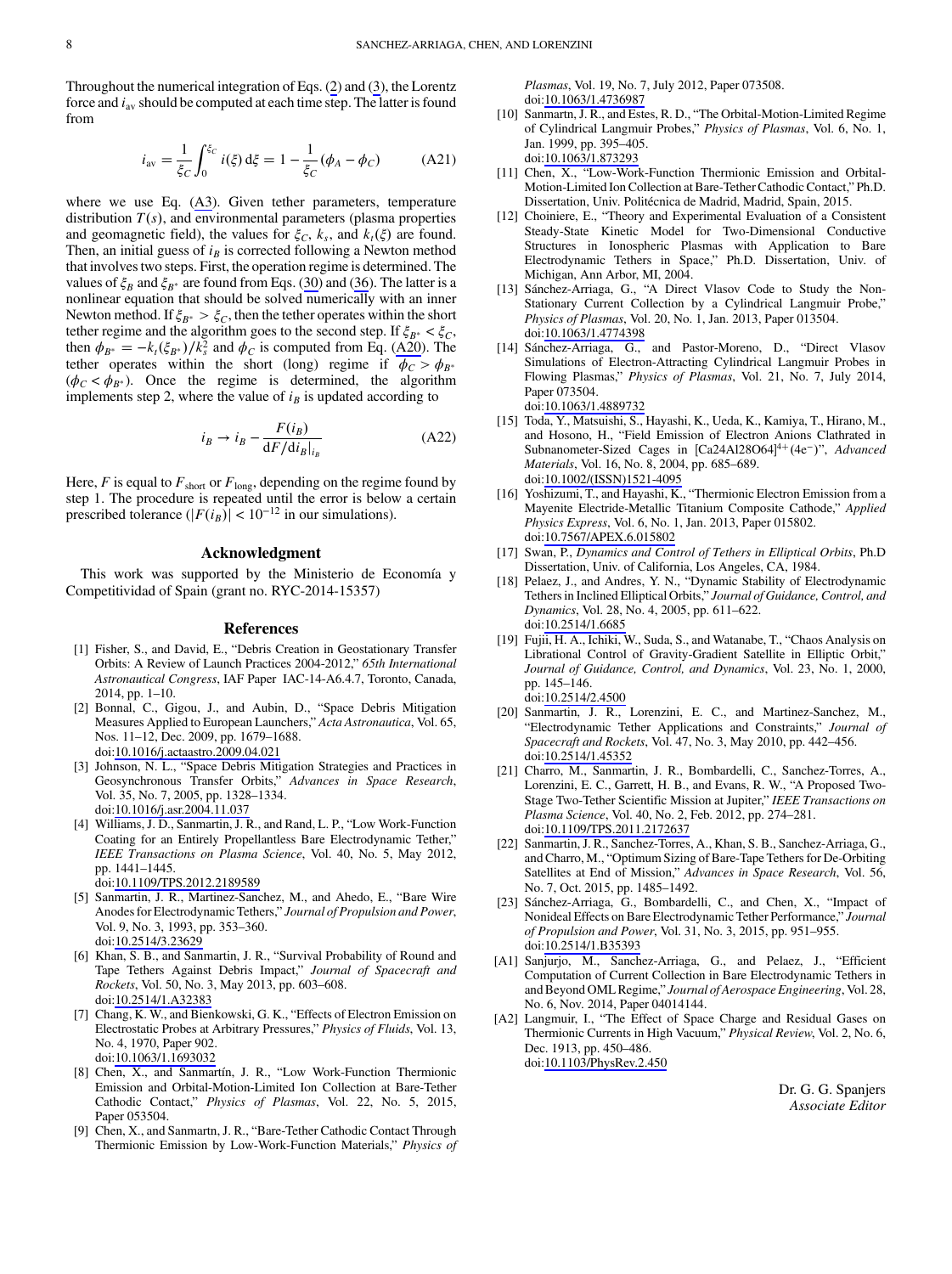Throughout the numerical integration of Eqs. (2) and (3), the Lorentz force and $i_{av}$ should be computed at each time step. The latter is found from

$$i_{av} = \frac{1}{\xi_C}\int_0^{\xi_C} i(\xi)\,d\xi = 1 - \frac{1}{\xi_C}(\phi_A - \phi_C) \tag{A21}$$

where we use Eq. (A3). Given tether parameters, temperature distribution $T(s)$, and environmental parameters (plasma properties and geomagnetic field), the values for $\xi_C$, $k_s$, and $k_t(\xi)$ are found. Then, an initial guess of $i_B$ is corrected following a Newton method that involves two steps. First, the operation regime is determined. The values of $\xi_B$ and $\xi_{B^*}$ are found from Eqs. (30) and (36). The latter is a nonlinear equation that should be solved numerically with an inner Newton method. If $\xi_{B^*} > \xi_C$, then the tether operates within the short tether regime and the algorithm goes to the second step. If $\xi_{B^*} < \xi_C$, then $\phi_{B^*} = -k_t(\xi_{B^*})/k_s^2$ and $\phi_C$ is computed from Eq. (A20). The tether operates within the short (long) regime if $\phi_C > \phi_{B^*}$ ($\phi_C < \phi_{B^*}$). Once the regime is determined, the algorithm implements step 2, where the value of $i_B$ is updated according to

$$i_B \to i_B - \frac{F(i_B)}{\mathrm{d}F/\mathrm{d}i_B|_{i_B}} \tag{A22}$$

Here, $F$ is equal to $F_{\text{short}}$ or $F_{\text{long}}$, depending on the regime found by step 1. The procedure is repeated until the error is below a certain prescribed tolerance ($|F(i_B)| < 10^{-12}$ in our simulations).

## Acknowledgment

This work was supported by the Ministerio de Economía y Competitividad of Spain (grant no. RYC-2014-15357)

## References

[1] Fisher, S., and David, E., "Debris Creation in Geostationary Transfer Orbits: A Review of Launch Practices 2004-2012," *65th International Astronautical Congress*, IAF Paper IAC-14-A6.4.7, Toronto, Canada, 2014, pp. 1–10.

[2] Bonnal, C., Gigou, J., and Aubin, D., "Space Debris Mitigation Measures Applied to European Launchers," *Acta Astronautica*, Vol. 65, Nos. 11–12, Dec. 2009, pp. 1679–1688. doi:10.1016/j.actaastro.2009.04.021

[3] Johnson, N. L., "Space Debris Mitigation Strategies and Practices in Geosynchronous Transfer Orbits," *Advances in Space Research*, Vol. 35, No. 7, 2005, pp. 1328–1334. doi:10.1016/j.asr.2004.11.037

[4] Williams, J. D., Sanmartin, J. R., and Rand, L. P., "Low Work-Function Coating for an Entirely Propellantless Bare Electrodynamic Tether," *IEEE Transactions on Plasma Science*, Vol. 40, No. 5, May 2012, pp. 1441–1445. doi:10.1109/TPS.2012.2189589

[5] Sanmartin, J. R., Martinez-Sanchez, M., and Ahedo, E., "Bare Wire Anodes for Electrodynamic Tethers," *Journal of Propulsion and Power*, Vol. 9, No. 3, 1993, pp. 353–360. doi:10.2514/3.23629

[6] Khan, S. B., and Sanmartin, J. R., "Survival Probability of Round and Tape Tethers Against Debris Impact," *Journal of Spacecraft and Rockets*, Vol. 50, No. 3, May 2013, pp. 603–608. doi:10.2514/1.A32383

[7] Chang, K. W., and Bienkowski, G. K., "Effects of Electron Emission on Electrostatic Probes at Arbitrary Pressures," *Physics of Fluids*, Vol. 13, No. 4, 1970, Paper 902. doi:10.1063/1.1693032

[8] Chen, X., and Sanmartín, J. R., "Low Work-Function Thermionic Emission and Orbital-Motion-Limited Ion Collection at Bare-Tether Cathodic Contact," *Physics of Plasmas*, Vol. 22, No. 5, 2015, Paper 053504.

[9] Chen, X., and Sanmartn, J. R., "Bare-Tether Cathodic Contact Through Thermionic Emission by Low-Work-Function Materials," *Physics of Plasmas*, Vol. 19, No. 7, July 2012, Paper 073508. doi:10.1063/1.4736987

[10] Sanmartn, J. R., and Estes, R. D., "The Orbital-Motion-Limited Regime of Cylindrical Langmuir Probes," *Physics of Plasmas*, Vol. 6, No. 1, Jan. 1999, pp. 395–405. doi:10.1063/1.873293

[11] Chen, X., "Low-Work-Function Thermionic Emission and Orbital-Motion-Limited Ion Collection at Bare-Tether Cathodic Contact," Ph.D. Dissertation, Univ. Politécnica de Madrid, Madrid, Spain, 2015.

[12] Choiniere, E., "Theory and Experimental Evaluation of a Consistent Steady-State Kinetic Model for Two-Dimensional Conductive Structures in Ionospheric Plasmas with Application to Bare Electrodynamic Tethers in Space," Ph.D. Dissertation, Univ. of Michigan, Ann Arbor, MI, 2004.

[13] Sánchez-Arriaga, G., "A Direct Vlasov Code to Study the Non-Stationary Current Collection by a Cylindrical Langmuir Probe," *Physics of Plasmas*, Vol. 20, No. 1, Jan. 2013, Paper 013504. doi:10.1063/1.4774398

[14] Sánchez-Arriaga, G., and Pastor-Moreno, D., "Direct Vlasov Simulations of Electron-Attracting Cylindrical Langmuir Probes in Flowing Plasmas," *Physics of Plasmas*, Vol. 21, No. 7, July 2014, Paper 073504. doi:10.1063/1.4889732

[15] Toda, Y., Matsuishi, S., Hayashi, K., Ueda, K., Kamiya, T., Hirano, M., and Hosono, H., "Field Emission of Electron Anions Clathrated in Subnanometer-Sized Cages in [Ca24Al28O64]$^{4+}$(4e$^{-}$)", *Advanced Materials*, Vol. 16, No. 8, 2004, pp. 685–689. doi:10.1002/(ISSN)1521-4095

[16] Yoshizumi, T., and Hayashi, K., "Thermionic Electron Emission from a Mayenite Electride-Metallic Titanium Composite Cathode," *Applied Physics Express*, Vol. 6, No. 1, Jan. 2013, Paper 015802. doi:10.7567/APEX.6.015802

[17] Swan, P., *Dynamics and Control of Tethers in Elliptical Orbits*, Ph.D Dissertation, Univ. of California, Los Angeles, CA, 1984.

[18] Pelaez, J., and Andres, Y. N., "Dynamic Stability of Electrodynamic Tethers in Inclined Elliptical Orbits," *Journal of Guidance, Control, and Dynamics*, Vol. 28, No. 4, 2005, pp. 611–622. doi:10.2514/1.6685

[19] Fujii, H. A., Ichiki, W., Suda, S., and Watanabe, T., "Chaos Analysis on Librational Control of Gravity-Gradient Satellite in Elliptic Orbit," *Journal of Guidance, Control, and Dynamics*, Vol. 23, No. 1, 2000, pp. 145–146. doi:10.2514/2.4500

[20] Sanmartn, J. R., Lorenzini, E. C., and Martinez-Sanchez, M., "Electrodynamic Tether Applications and Constraints," *Journal of Spacecraft and Rockets*, Vol. 47, No. 3, May 2010, pp. 442–456. doi:10.2514/1.45352

[21] Charro, M., Sanmartin, J. R., Bombardelli, C., Sanchez-Torres, A., Lorenzini, E. C., Garrett, H. B., and Evans, R. W., "A Proposed Two-Stage Two-Tether Scientific Mission at Jupiter," *IEEE Transactions on Plasma Science*, Vol. 40, No. 2, Feb. 2012, pp. 274–281. doi:10.1109/TPS.2011.2172637

[22] Sanmartin, J. R., Sanchez-Torres, A., Khan, S. B., Sanchez-Arriaga, G., and Charro, M., "Optimum Sizing of Bare-Tape Tethers for De-Orbiting Satellites at End of Mission," *Advances in Space Research*, Vol. 56, No. 7, Oct. 2015, pp. 1485–1492.

[23] Sánchez-Arriaga, G., Bombardelli, C., and Chen, X., "Impact of Nonideal Effects on Bare Electrodynamic Tether Performance," *Journal of Propulsion and Power*, Vol. 31, No. 3, 2015, pp. 951–955. doi:10.2514/1.B35393

[A1] Sanjurjo, M., Sanchez-Arriaga, G., and Pelaez, J., "Efficient Computation of Current Collection in Bare Electrodynamic Tethers in and Beyond OML Regime," *Journal of Aerospace Engineering*, Vol. 28, No. 6, Nov. 2014, Paper 04014144.

[A2] Langmuir, I., "The Effect of Space Charge and Residual Gases on Thermionic Currents in High Vacuum," *Physical Review*, Vol. 2, No. 6, Dec. 1913, pp. 450–486. doi:10.1103/PhysRev.2.450

Dr. G. G. Spanjers
*Associate Editor*